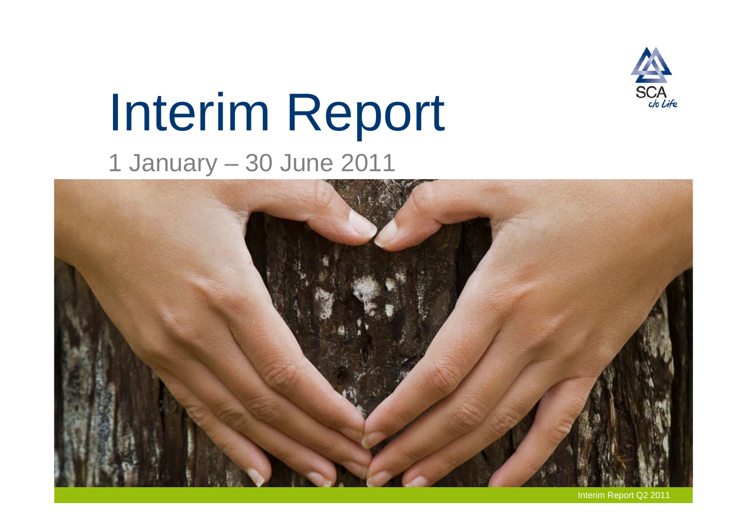# Interim Report

1 January – 30 June 2011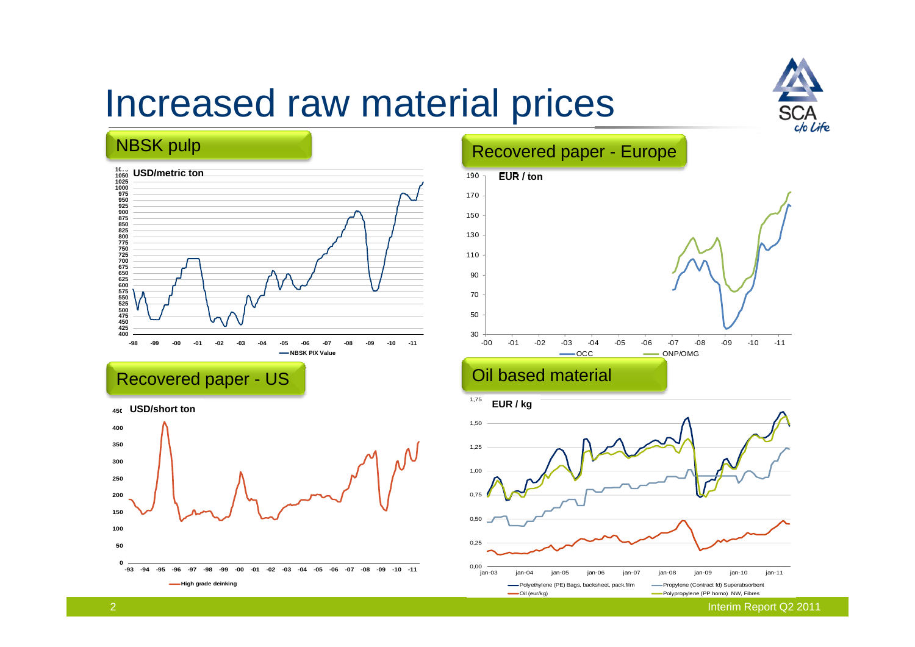# Increased raw material prices

## NBSK pulp

USD/metric ton

NBSK PIX Value

## Recovered paper - Europe

EUR / ton

OCC

ONP/OMG

## Recovered paper - US

USD/short ton

High grade deinking

## Oil based material

EUR / kg

Polyethylene (PE) Bags, backsheet, pack.film

Propylene (Contract fd) Superabsorbent

Oil (eur/kg)

Polypropylene (PP homo) NW, Fibres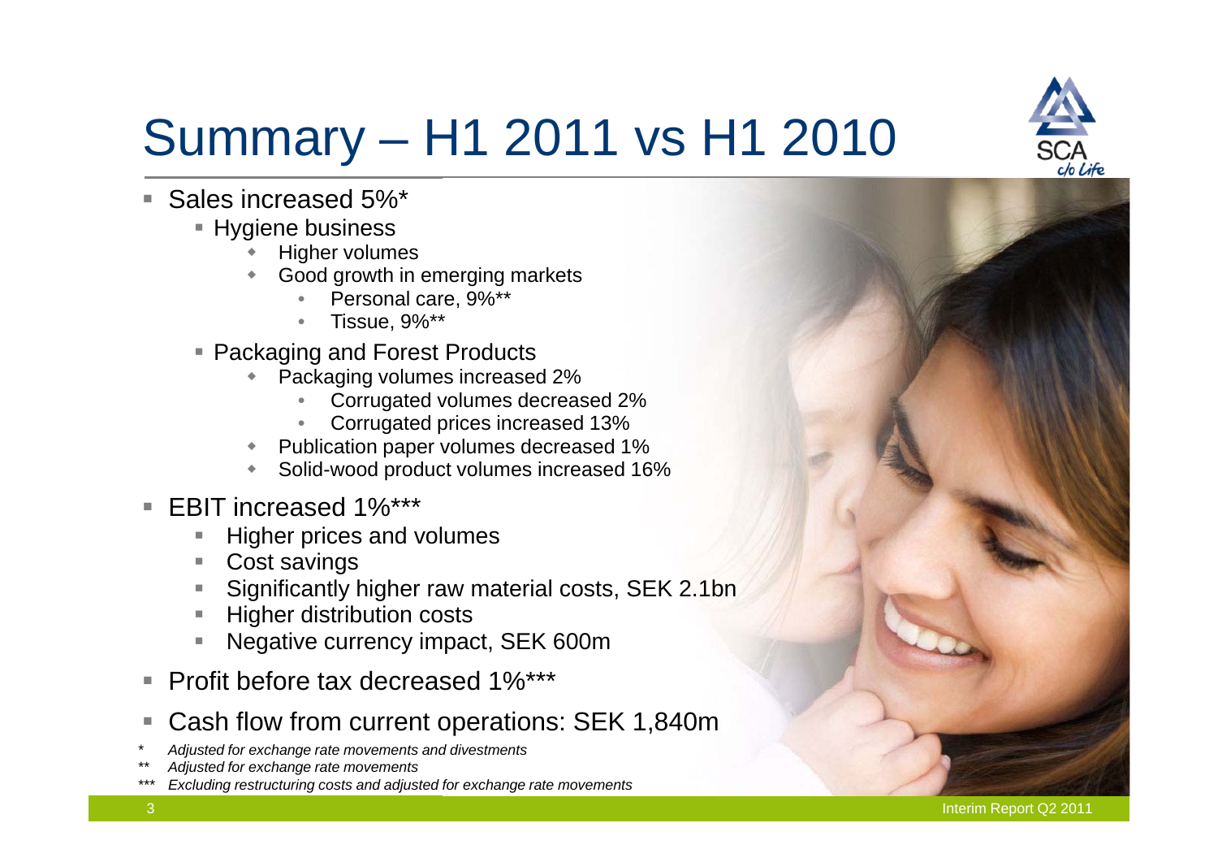# Summary – H1 2011 vs H1 2010

- Sales increased 5%*
  - Hygiene business
    - Higher volumes
    - Good growth in emerging markets
      - Personal care, 9%**
      - Tissue, 9%**
  - Packaging and Forest Products
    - Packaging volumes increased 2%
      - Corrugated volumes decreased 2%
      - Corrugated prices increased 13%
    - Publication paper volumes decreased 1%
    - Solid-wood product volumes increased 16%
- EBIT increased 1%***
  - Higher prices and volumes
  - Cost savings
  - Significantly higher raw material costs, SEK 2.1bn
  - Higher distribution costs
  - Negative currency impact, SEK 600m
- Profit before tax decreased 1%***
- Cash flow from current operations: SEK 1,840m

\* *Adjusted for exchange rate movements and divestments*

\*\* *Adjusted for exchange rate movements*

\*\*\* *Excluding restructuring costs and adjusted for exchange rate movements*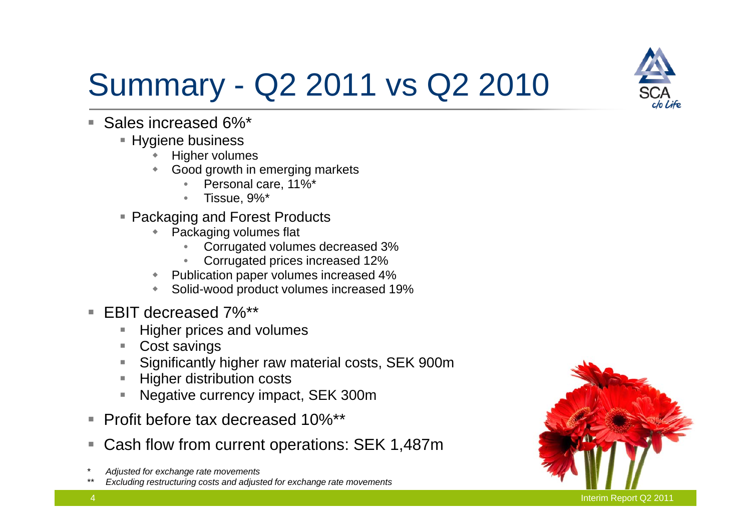# Summary - Q2 2011 vs Q2 2010

- Sales increased 6%*
  - Hygiene business
    - Higher volumes
    - Good growth in emerging markets
      - Personal care, 11%*
      - Tissue, 9%*
  - Packaging and Forest Products
    - Packaging volumes flat
      - Corrugated volumes decreased 3%
      - Corrugated prices increased 12%
    - Publication paper volumes increased 4%
    - Solid-wood product volumes increased 19%
- EBIT decreased 7%**
  - Higher prices and volumes
  - Cost savings
  - Significantly higher raw material costs, SEK 900m
  - Higher distribution costs
  - Negative currency impact, SEK 300m
- Profit before tax decreased 10%**
- Cash flow from current operations: SEK 1,487m

\* *Adjusted for exchange rate movements*

\*\* *Excluding restructuring costs and adjusted for exchange rate movements*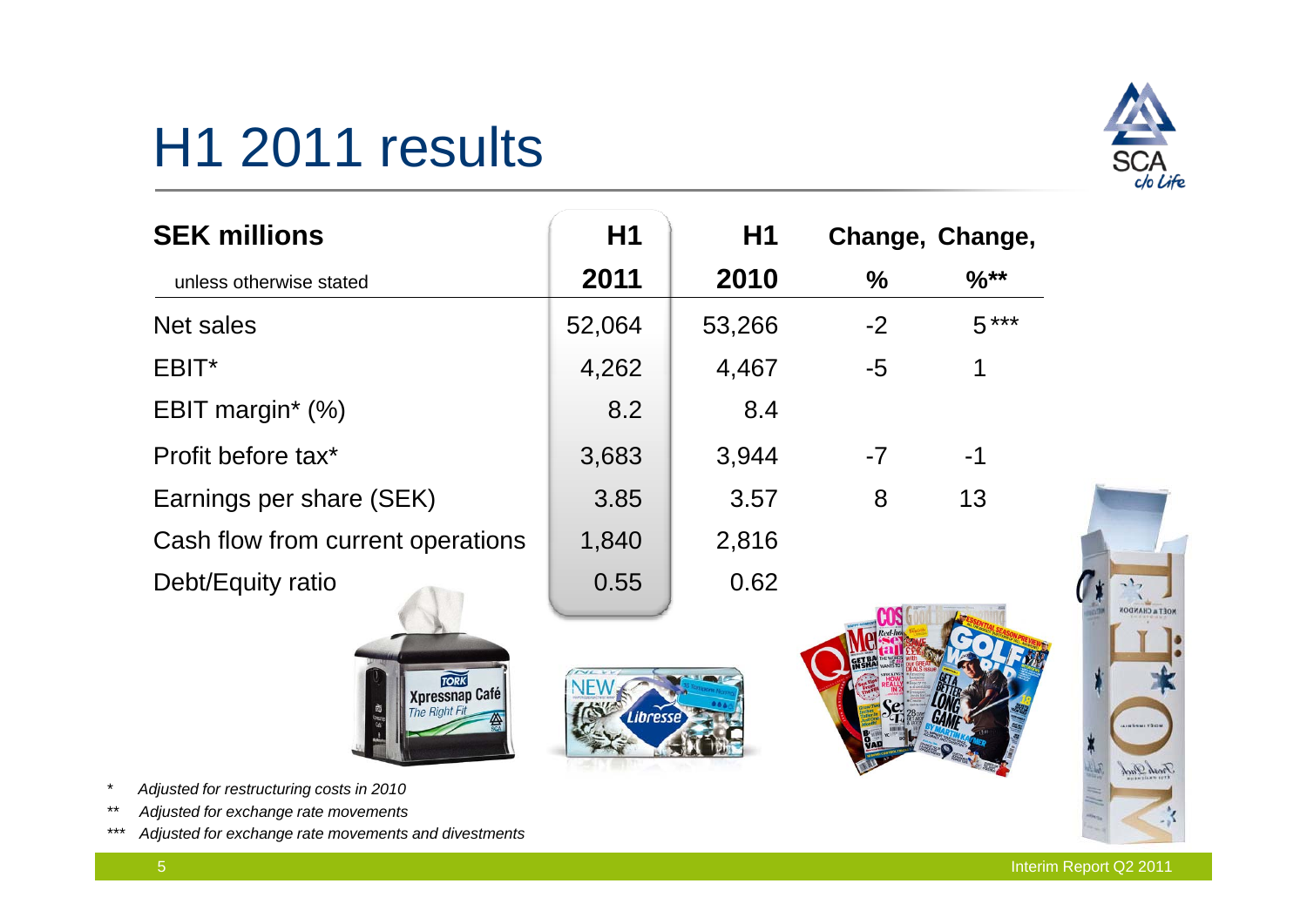# H1 2011 results

| SEK millions unless otherwise stated | H1 2011 | H1 2010 | Change, % | Change, %** |
|---|---|---|---|---|
| Net sales | 52,064 | 53,266 | -2 | 5 *** |
| EBIT* | 4,262 | 4,467 | -5 | 1 |
| EBIT margin* (%) | 8.2 | 8.4 | | |
| Profit before tax* | 3,683 | 3,944 | -7 | -1 |
| Earnings per share (SEK) | 3.85 | 3.57 | 8 | 13 |
| Cash flow from current operations | 1,840 | 2,816 | | |
| Debt/Equity ratio | 0.55 | 0.62 | | |

\* *Adjusted for restructuring costs in 2010*

\*\* *Adjusted for exchange rate movements*

\*\*\* *Adjusted for exchange rate movements and divestments*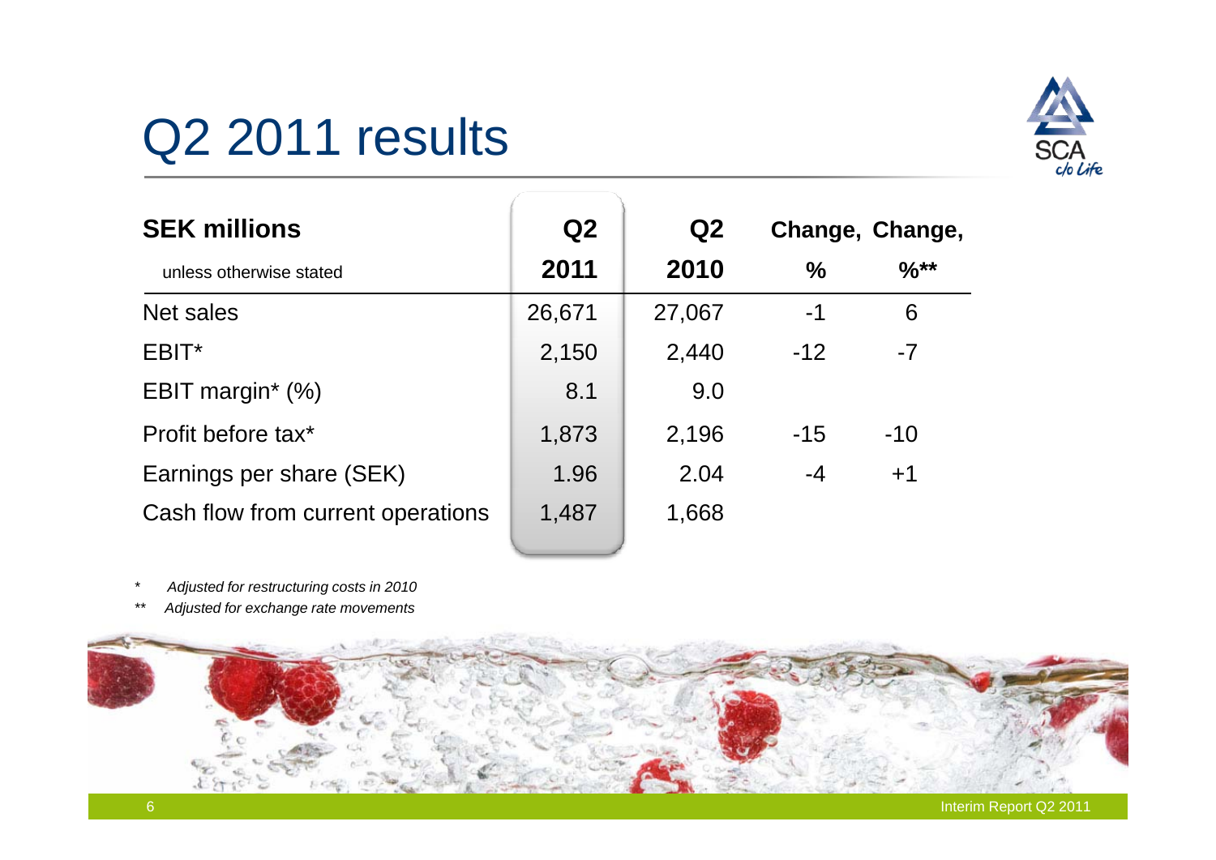# Q2 2011 results

| SEK millions<br>unless otherwise stated | Q2 2011 | Q2 2010 | Change, % | Change, %** |
|---|---|---|---|---|
| Net sales | 26,671 | 27,067 | -1 | 6 |
| EBIT* | 2,150 | 2,440 | -12 | -7 |
| EBIT margin* (%) | 8.1 | 9.0 | | |
| Profit before tax* | 1,873 | 2,196 | -15 | -10 |
| Earnings per share (SEK) | 1.96 | 2.04 | -4 | +1 |
| Cash flow from current operations | 1,487 | 1,668 | | |

* *Adjusted for restructuring costs in 2010*

** *Adjusted for exchange rate movements*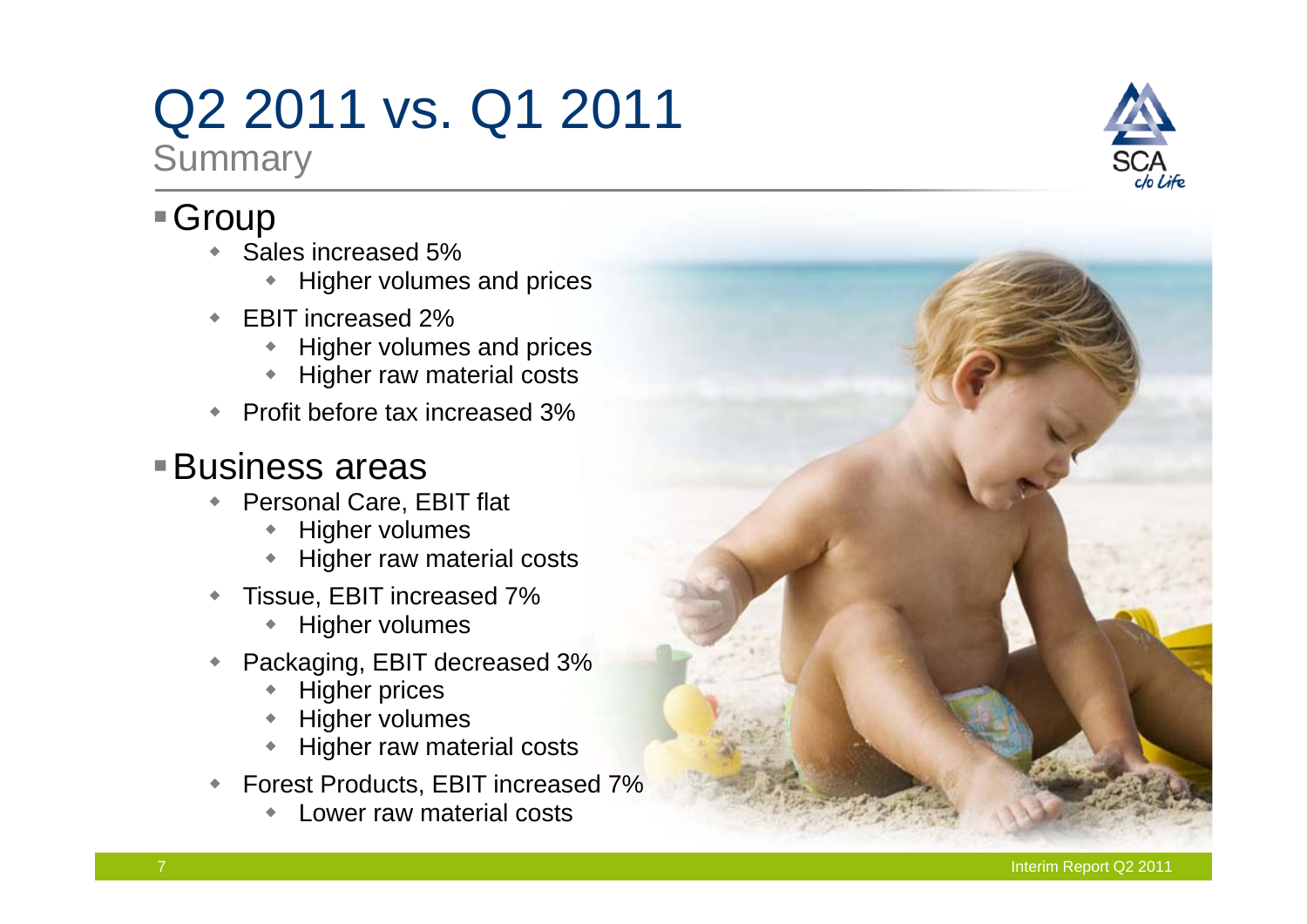# Q2 2011 vs. Q1 2011

## Summary

- Group
  - Sales increased 5%
    - Higher volumes and prices
  - EBIT increased 2%
    - Higher volumes and prices
    - Higher raw material costs
  - Profit before tax increased 3%
- Business areas
  - Personal Care, EBIT flat
    - Higher volumes
    - Higher raw material costs
  - Tissue, EBIT increased 7%
    - Higher volumes
  - Packaging, EBIT decreased 3%
    - Higher prices
    - Higher volumes
    - Higher raw material costs
  - Forest Products, EBIT increased 7%
    - Lower raw material costs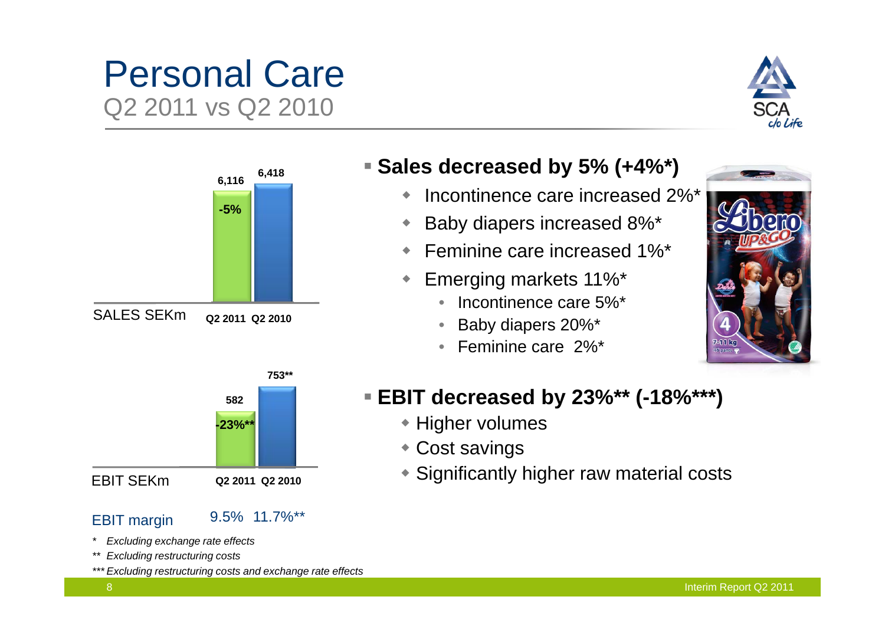# Personal Care

## Q2 2011 vs Q2 2010

| SALES SEKm | Q2 2011 | Q2 2010 |
|---|---|---|
| | 6,116 | 6,418 |
| | -5% | |

| EBIT SEKm | Q2 2011 | Q2 2010 |
|---|---|---|
| | 582 | 753** |
| | -23%** | |
| EBIT margin | 9.5% | 11.7%** |

- **Sales decreased by 5% (+4%*)**
  - Incontinence care increased 2%*
  - Baby diapers increased 8%*
  - Feminine care increased 1%*
  - Emerging markets 11%*
    - Incontinence care 5%*
    - Baby diapers 20%*
    - Feminine care 2%*

- **EBIT decreased by 23%** (-18%***)**
  - Higher volumes
  - Cost savings
  - Significantly higher raw material costs

*\* Excluding exchange rate effects*

*\*\* Excluding restructuring costs*

*\*\*\* Excluding restructuring costs and exchange rate effects*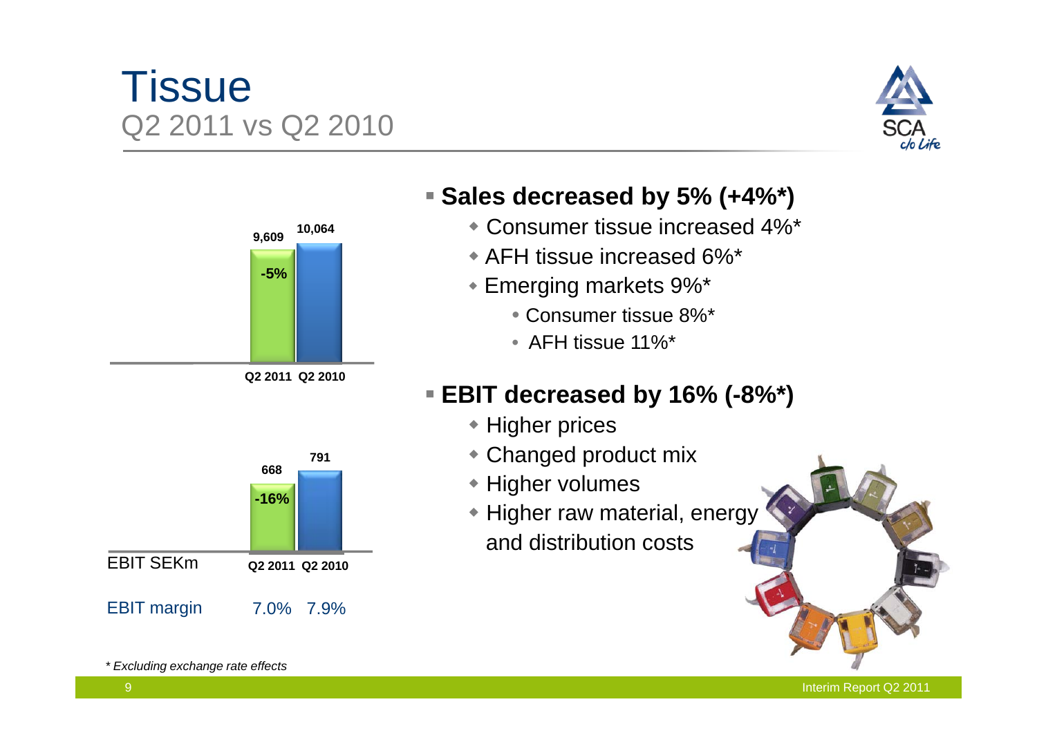# Tissue

## Q2 2011 vs Q2 2010

| | Q2 2011 | Q2 2010 |
|---|---|---|
| Sales | 9,609 (-5%) | 10,064 |
| EBIT SEKm | 668 (-16%) | 791 |
| EBIT margin | 7.0% | 7.9% |

- **Sales decreased by 5% (+4%*)**
  - Consumer tissue increased 4%*
  - AFH tissue increased 6%*
  - Emerging markets 9%*
    - Consumer tissue 8%*
    - AFH tissue 11%*
- **EBIT decreased by 16% (-8%*)**
  - Higher prices
  - Changed product mix
  - Higher volumes
  - Higher raw material, energy and distribution costs

*\* Excluding exchange rate effects*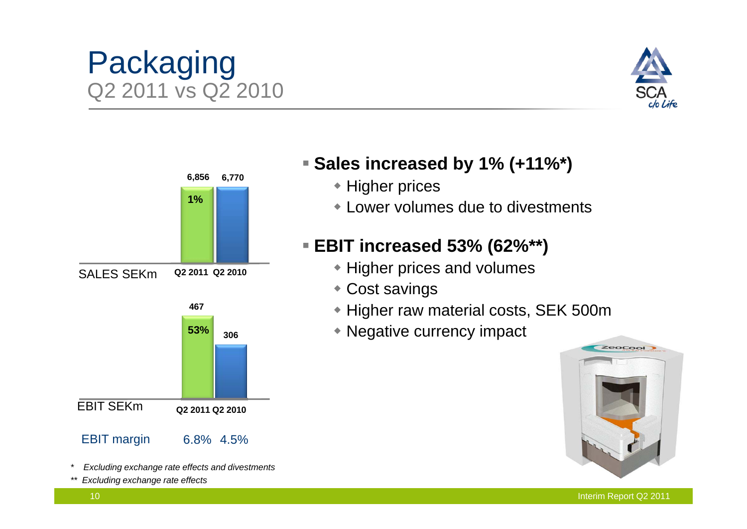# Packaging

## Q2 2011 vs Q2 2010

| SALES SEKm | Q2 2011 | Q2 2010 |
| --- | --- | --- |
| | 6,856 | 6,770 |
| Change | 1% | |

| EBIT SEKm | Q2 2011 | Q2 2010 |
| --- | --- | --- |
| | 467 | 306 |
| Change | 53% | |
| EBIT margin | 6.8% | 4.5% |

- **Sales increased by 1% (+11%*)**
  - Higher prices
  - Lower volumes due to divestments
- **EBIT increased 53% (62%**)**
  - Higher prices and volumes
  - Cost savings
  - Higher raw material costs, SEK 500m
  - Negative currency impact

\* *Excluding exchange rate effects and divestments*

\** *Excluding exchange rate effects*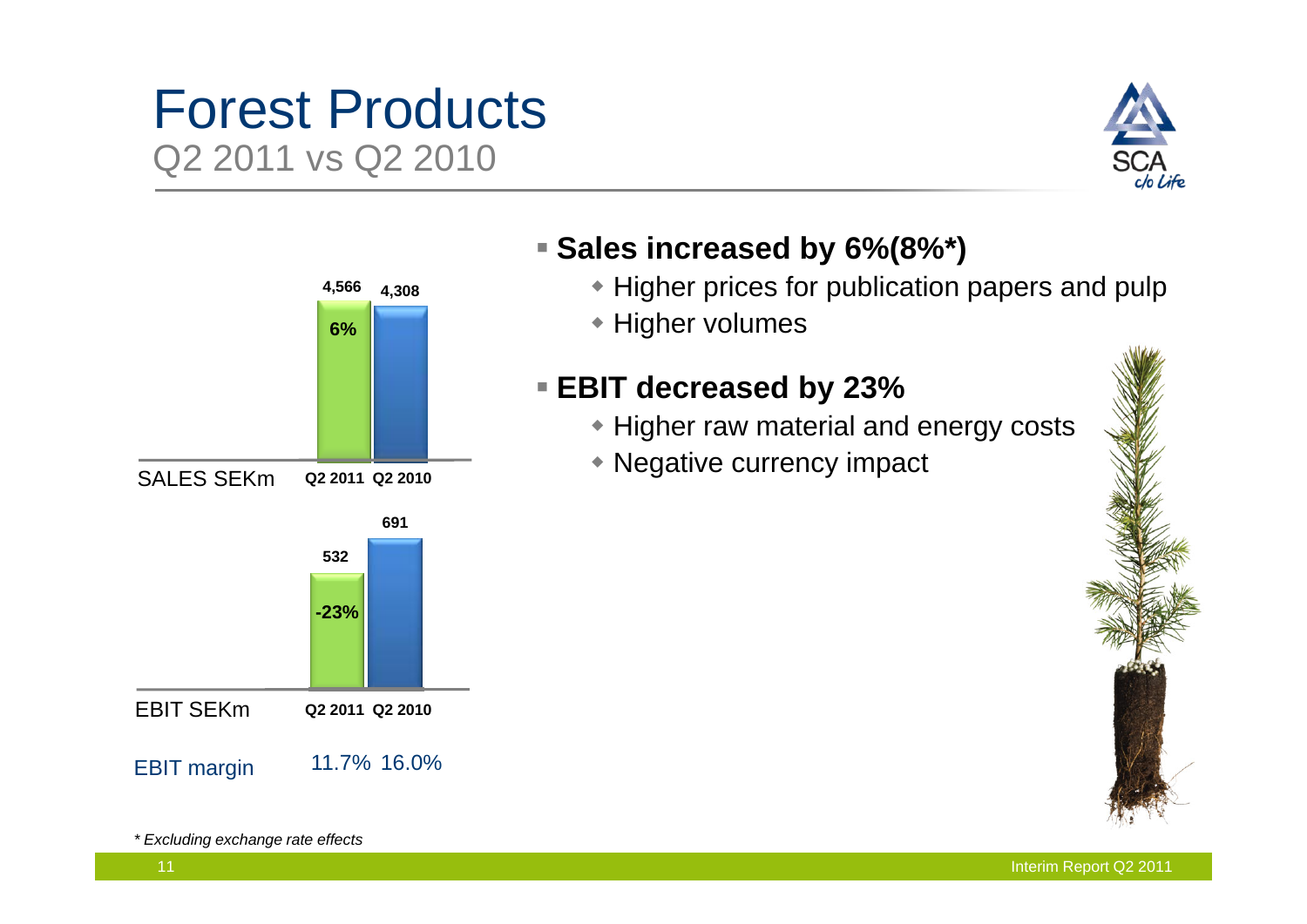# Forest Products

## Q2 2011 vs Q2 2010

| SALES SEKm | Q2 2011 | Q2 2010 |
|---|---|---|
| | 4,566 | 4,308 |
| Change | 6% | |

| EBIT SEKm | Q2 2011 | Q2 2010 |
|---|---|---|
| | 532 | 691 |
| Change | -23% | |
| EBIT margin | 11.7% | 16.0% |

- **Sales increased by 6%(8%*)**
  - Higher prices for publication papers and pulp
  - Higher volumes
- **EBIT decreased by 23%**
  - Higher raw material and energy costs
  - Negative currency impact

*\* Excluding exchange rate effects*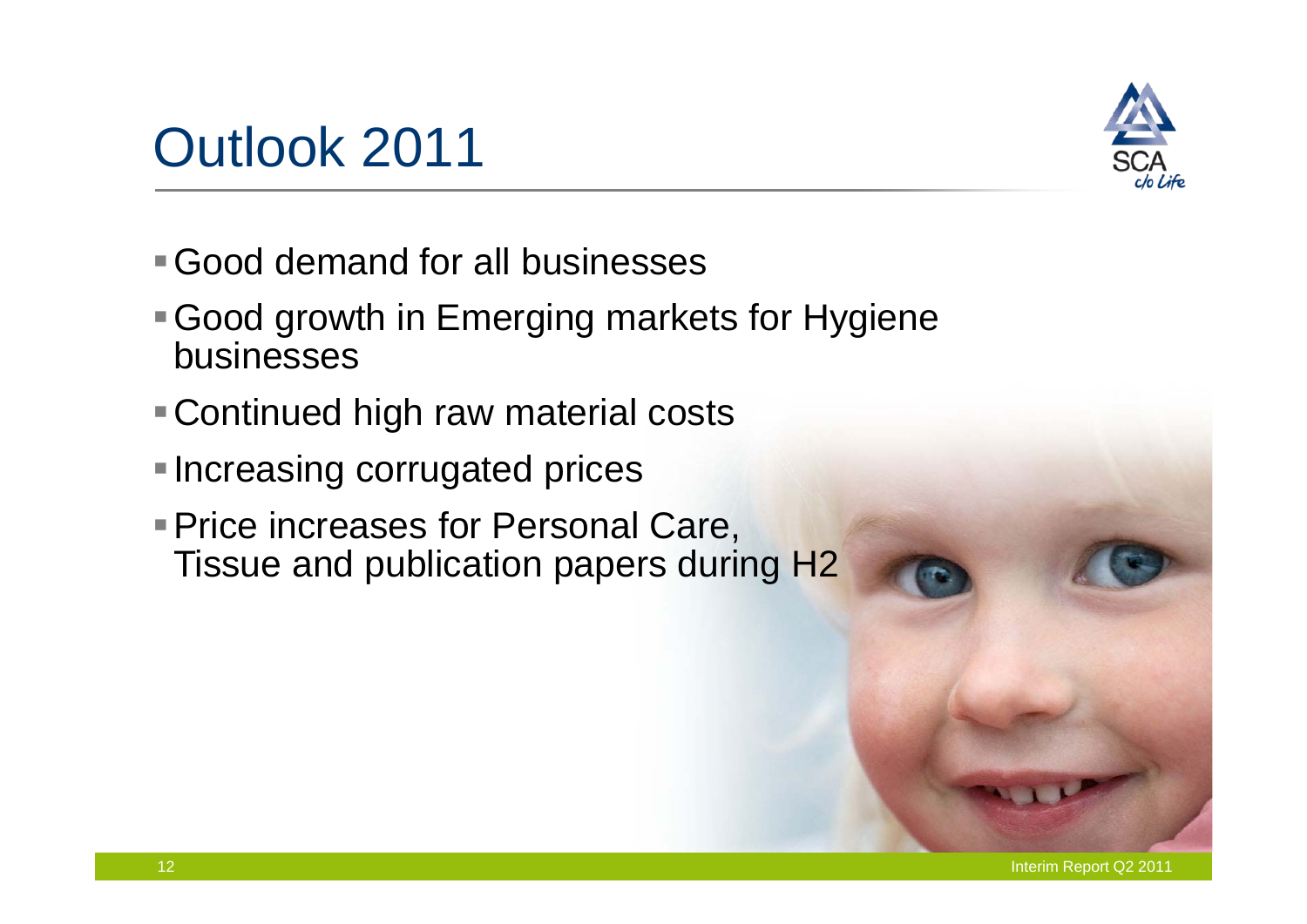# Outlook 2011

- Good demand for all businesses
- Good growth in Emerging markets for Hygiene businesses
- Continued high raw material costs
- Increasing corrugated prices
- Price increases for Personal Care, Tissue and publication papers during H2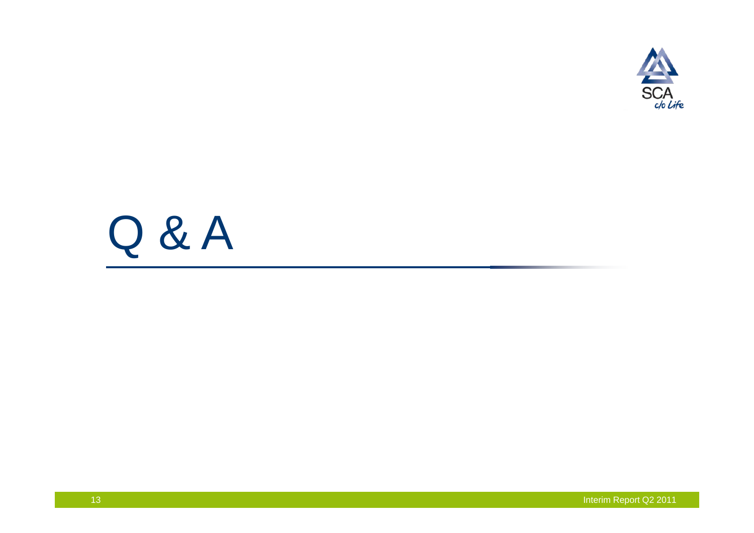# Q & A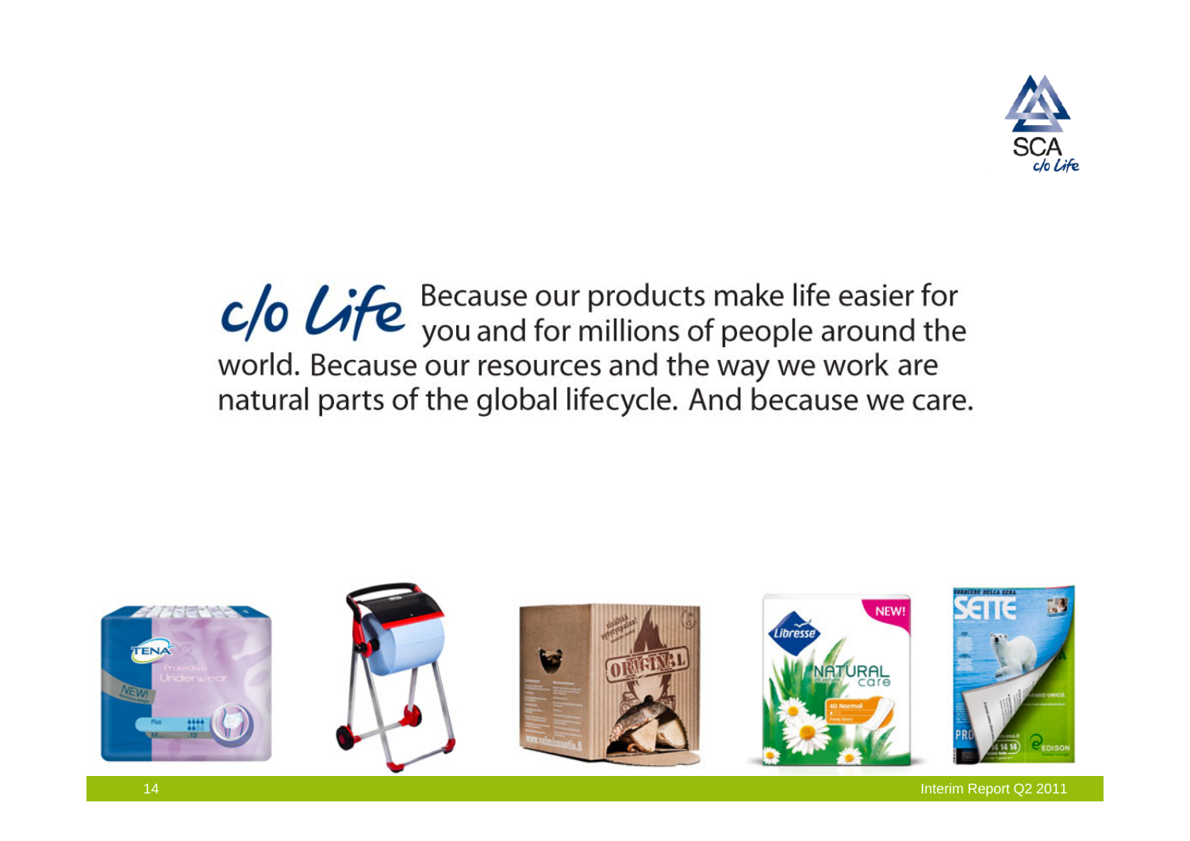*c/o Life* Because our products make life easier for you and for millions of people around the world. Because our resources and the way we work are natural parts of the global lifecycle. And because we care.